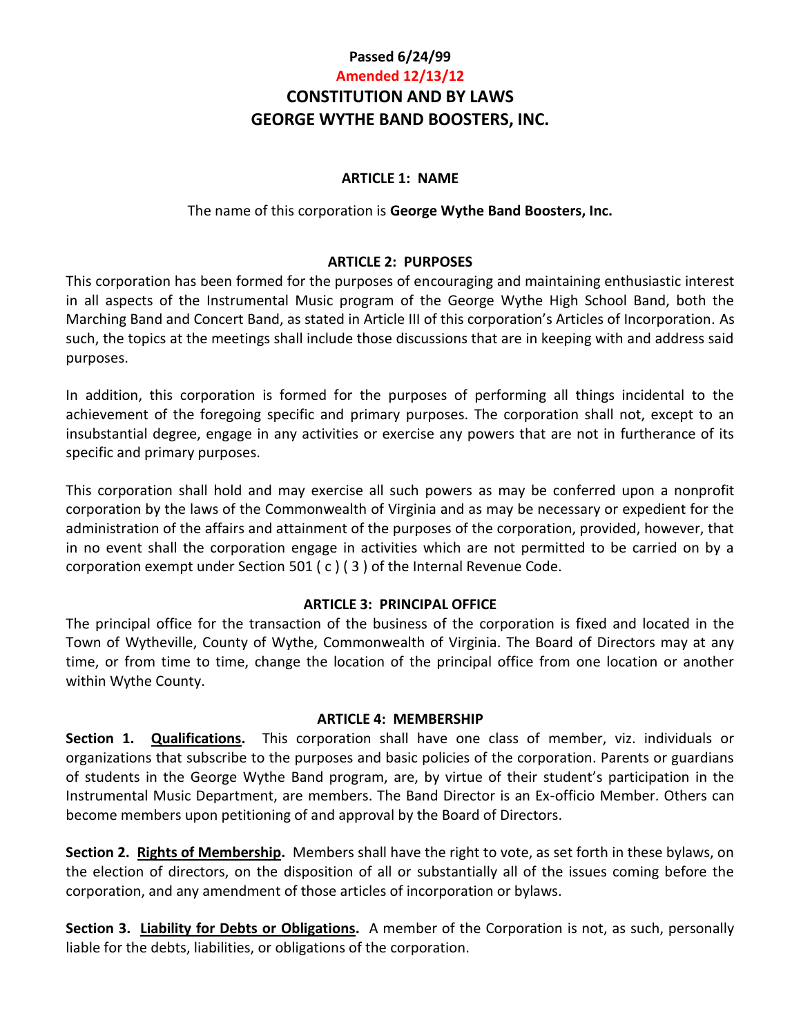**Passed 6/24/99**

**Amended 12/13/12**

# CONSTITUTION AND BY LAWS
# GEORGE WYTHE BAND BOOSTERS, INC.

## ARTICLE 1: NAME

The name of this corporation is **George Wythe Band Boosters, Inc.**

## ARTICLE 2: PURPOSES

This corporation has been formed for the purposes of encouraging and maintaining enthusiastic interest in all aspects of the Instrumental Music program of the George Wythe High School Band, both the Marching Band and Concert Band, as stated in Article III of this corporation's Articles of Incorporation. As such, the topics at the meetings shall include those discussions that are in keeping with and address said purposes.

In addition, this corporation is formed for the purposes of performing all things incidental to the achievement of the foregoing specific and primary purposes. The corporation shall not, except to an insubstantial degree, engage in any activities or exercise any powers that are not in furtherance of its specific and primary purposes.

This corporation shall hold and may exercise all such powers as may be conferred upon a nonprofit corporation by the laws of the Commonwealth of Virginia and as may be necessary or expedient for the administration of the affairs and attainment of the purposes of the corporation, provided, however, that in no event shall the corporation engage in activities which are not permitted to be carried on by a corporation exempt under Section 501 ( c ) ( 3 ) of the Internal Revenue Code.

## ARTICLE 3: PRINCIPAL OFFICE

The principal office for the transaction of the business of the corporation is fixed and located in the Town of Wytheville, County of Wythe, Commonwealth of Virginia. The Board of Directors may at any time, or from time to time, change the location of the principal office from one location or another within Wythe County.

## ARTICLE 4: MEMBERSHIP

**Section 1. Qualifications.** This corporation shall have one class of member, viz. individuals or organizations that subscribe to the purposes and basic policies of the corporation. Parents or guardians of students in the George Wythe Band program, are, by virtue of their student's participation in the Instrumental Music Department, are members. The Band Director is an Ex-officio Member. Others can become members upon petitioning of and approval by the Board of Directors.

**Section 2. Rights of Membership.** Members shall have the right to vote, as set forth in these bylaws, on the election of directors, on the disposition of all or substantially all of the issues coming before the corporation, and any amendment of those articles of incorporation or bylaws.

**Section 3. Liability for Debts or Obligations.** A member of the Corporation is not, as such, personally liable for the debts, liabilities, or obligations of the corporation.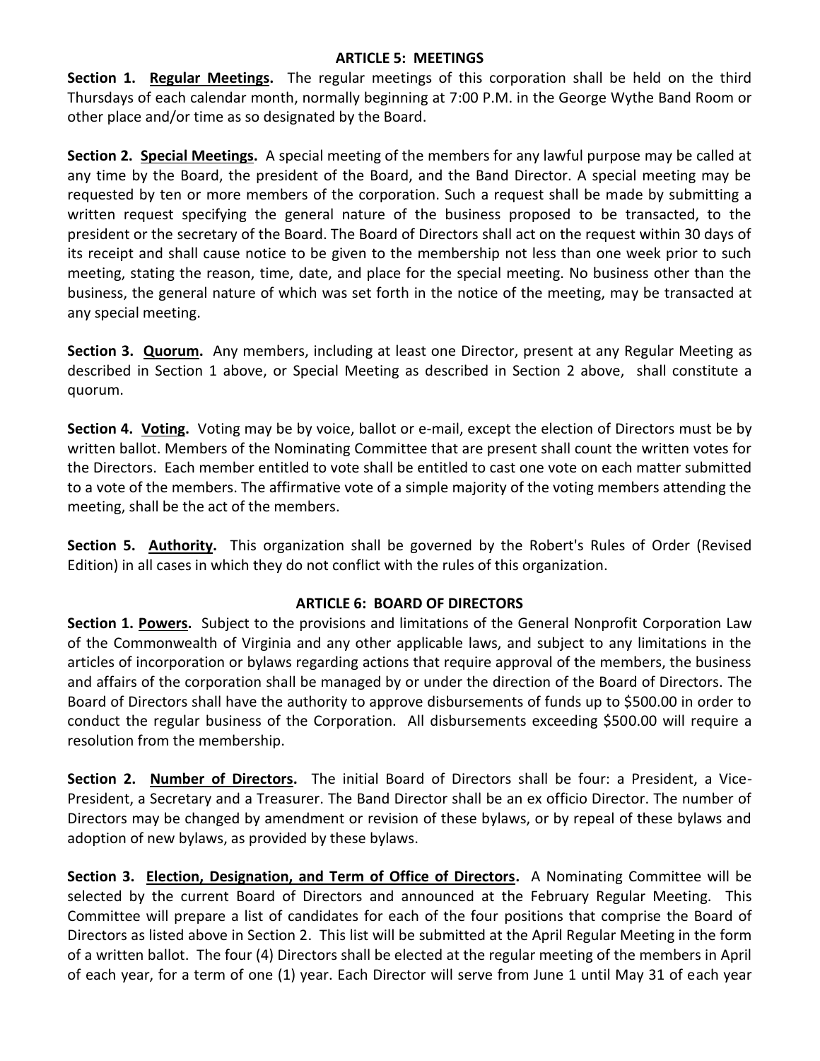## ARTICLE 5: MEETINGS

**Section 1. <u>Regular Meetings</u>.** The regular meetings of this corporation shall be held on the third Thursdays of each calendar month, normally beginning at 7:00 P.M. in the George Wythe Band Room or other place and/or time as so designated by the Board.

**Section 2. <u>Special Meetings</u>.** A special meeting of the members for any lawful purpose may be called at any time by the Board, the president of the Board, and the Band Director. A special meeting may be requested by ten or more members of the corporation. Such a request shall be made by submitting a written request specifying the general nature of the business proposed to be transacted, to the president or the secretary of the Board. The Board of Directors shall act on the request within 30 days of its receipt and shall cause notice to be given to the membership not less than one week prior to such meeting, stating the reason, time, date, and place for the special meeting. No business other than the business, the general nature of which was set forth in the notice of the meeting, may be transacted at any special meeting.

**Section 3. <u>Quorum</u>.** Any members, including at least one Director, present at any Regular Meeting as described in Section 1 above, or Special Meeting as described in Section 2 above, shall constitute a quorum.

**Section 4. <u>Voting</u>.** Voting may be by voice, ballot or e-mail, except the election of Directors must be by written ballot. Members of the Nominating Committee that are present shall count the written votes for the Directors. Each member entitled to vote shall be entitled to cast one vote on each matter submitted to a vote of the members. The affirmative vote of a simple majority of the voting members attending the meeting, shall be the act of the members.

**Section 5. <u>Authority</u>.** This organization shall be governed by the Robert's Rules of Order (Revised Edition) in all cases in which they do not conflict with the rules of this organization.

## ARTICLE 6: BOARD OF DIRECTORS

**Section 1. <u>Powers</u>.** Subject to the provisions and limitations of the General Nonprofit Corporation Law of the Commonwealth of Virginia and any other applicable laws, and subject to any limitations in the articles of incorporation or bylaws regarding actions that require approval of the members, the business and affairs of the corporation shall be managed by or under the direction of the Board of Directors. The Board of Directors shall have the authority to approve disbursements of funds up to $500.00 in order to conduct the regular business of the Corporation. All disbursements exceeding $500.00 will require a resolution from the membership.

**Section 2. <u>Number of Directors</u>.** The initial Board of Directors shall be four: a President, a Vice-President, a Secretary and a Treasurer. The Band Director shall be an ex officio Director. The number of Directors may be changed by amendment or revision of these bylaws, or by repeal of these bylaws and adoption of new bylaws, as provided by these bylaws.

**Section 3. <u>Election, Designation, and Term of Office of Directors</u>.** A Nominating Committee will be selected by the current Board of Directors and announced at the February Regular Meeting. This Committee will prepare a list of candidates for each of the four positions that comprise the Board of Directors as listed above in Section 2. This list will be submitted at the April Regular Meeting in the form of a written ballot. The four (4) Directors shall be elected at the regular meeting of the members in April of each year, for a term of one (1) year. Each Director will serve from June 1 until May 31 of each year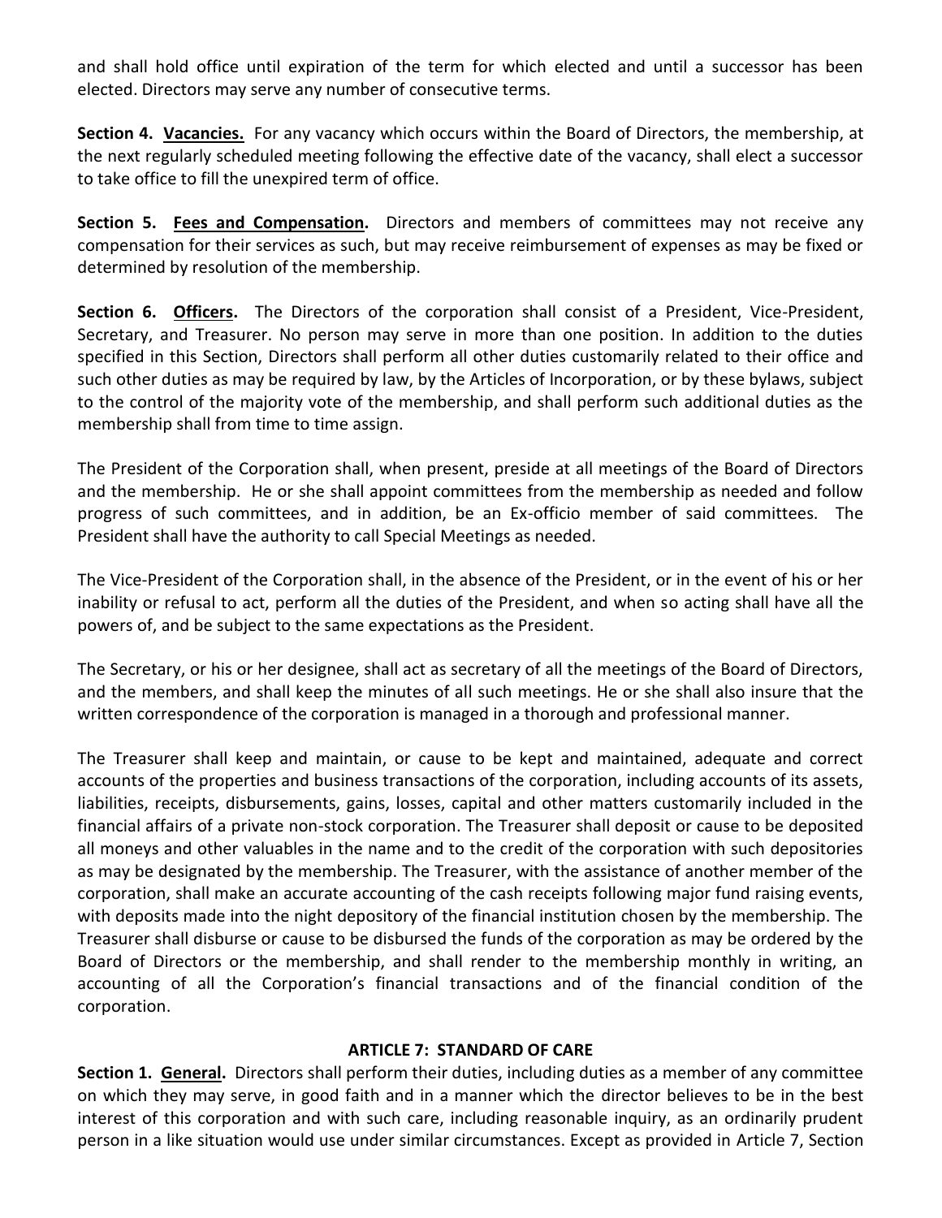and shall hold office until expiration of the term for which elected and until a successor has been elected. Directors may serve any number of consecutive terms.

**Section 4. Vacancies.** For any vacancy which occurs within the Board of Directors, the membership, at the next regularly scheduled meeting following the effective date of the vacancy, shall elect a successor to take office to fill the unexpired term of office.

**Section 5. Fees and Compensation.** Directors and members of committees may not receive any compensation for their services as such, but may receive reimbursement of expenses as may be fixed or determined by resolution of the membership.

**Section 6. Officers.** The Directors of the corporation shall consist of a President, Vice-President, Secretary, and Treasurer. No person may serve in more than one position. In addition to the duties specified in this Section, Directors shall perform all other duties customarily related to their office and such other duties as may be required by law, by the Articles of Incorporation, or by these bylaws, subject to the control of the majority vote of the membership, and shall perform such additional duties as the membership shall from time to time assign.

The President of the Corporation shall, when present, preside at all meetings of the Board of Directors and the membership. He or she shall appoint committees from the membership as needed and follow progress of such committees, and in addition, be an Ex-officio member of said committees. The President shall have the authority to call Special Meetings as needed.

The Vice-President of the Corporation shall, in the absence of the President, or in the event of his or her inability or refusal to act, perform all the duties of the President, and when so acting shall have all the powers of, and be subject to the same expectations as the President.

The Secretary, or his or her designee, shall act as secretary of all the meetings of the Board of Directors, and the members, and shall keep the minutes of all such meetings. He or she shall also insure that the written correspondence of the corporation is managed in a thorough and professional manner.

The Treasurer shall keep and maintain, or cause to be kept and maintained, adequate and correct accounts of the properties and business transactions of the corporation, including accounts of its assets, liabilities, receipts, disbursements, gains, losses, capital and other matters customarily included in the financial affairs of a private non-stock corporation. The Treasurer shall deposit or cause to be deposited all moneys and other valuables in the name and to the credit of the corporation with such depositories as may be designated by the membership. The Treasurer, with the assistance of another member of the corporation, shall make an accurate accounting of the cash receipts following major fund raising events, with deposits made into the night depository of the financial institution chosen by the membership. The Treasurer shall disburse or cause to be disbursed the funds of the corporation as may be ordered by the Board of Directors or the membership, and shall render to the membership monthly in writing, an accounting of all the Corporation's financial transactions and of the financial condition of the corporation.

## ARTICLE 7: STANDARD OF CARE

**Section 1. General.** Directors shall perform their duties, including duties as a member of any committee on which they may serve, in good faith and in a manner which the director believes to be in the best interest of this corporation and with such care, including reasonable inquiry, as an ordinarily prudent person in a like situation would use under similar circumstances. Except as provided in Article 7, Section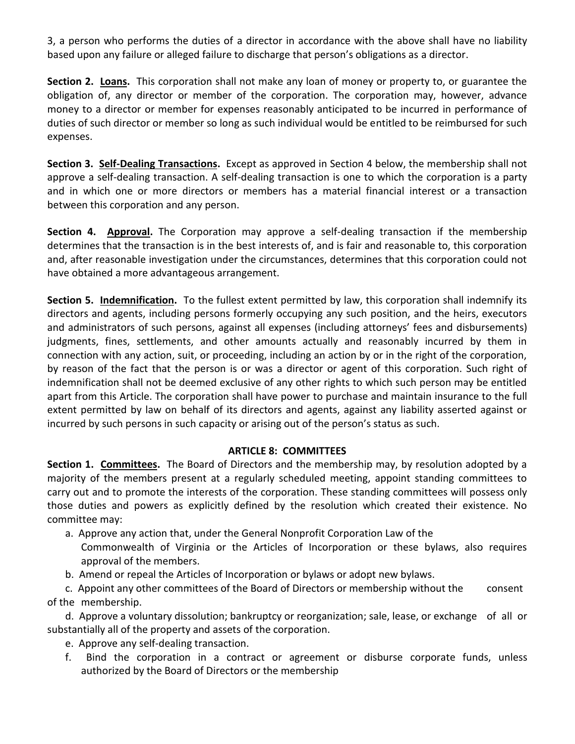3, a person who performs the duties of a director in accordance with the above shall have no liability based upon any failure or alleged failure to discharge that person's obligations as a director.

**Section 2. Loans.** This corporation shall not make any loan of money or property to, or guarantee the obligation of, any director or member of the corporation. The corporation may, however, advance money to a director or member for expenses reasonably anticipated to be incurred in performance of duties of such director or member so long as such individual would be entitled to be reimbursed for such expenses.

**Section 3. Self-Dealing Transactions.** Except as approved in Section 4 below, the membership shall not approve a self-dealing transaction. A self-dealing transaction is one to which the corporation is a party and in which one or more directors or members has a material financial interest or a transaction between this corporation and any person.

**Section 4. Approval.** The Corporation may approve a self-dealing transaction if the membership determines that the transaction is in the best interests of, and is fair and reasonable to, this corporation and, after reasonable investigation under the circumstances, determines that this corporation could not have obtained a more advantageous arrangement.

**Section 5. Indemnification.** To the fullest extent permitted by law, this corporation shall indemnify its directors and agents, including persons formerly occupying any such position, and the heirs, executors and administrators of such persons, against all expenses (including attorneys' fees and disbursements) judgments, fines, settlements, and other amounts actually and reasonably incurred by them in connection with any action, suit, or proceeding, including an action by or in the right of the corporation, by reason of the fact that the person is or was a director or agent of this corporation. Such right of indemnification shall not be deemed exclusive of any other rights to which such person may be entitled apart from this Article. The corporation shall have power to purchase and maintain insurance to the full extent permitted by law on behalf of its directors and agents, against any liability asserted against or incurred by such persons in such capacity or arising out of the person's status as such.

## ARTICLE 8: COMMITTEES

**Section 1. Committees.** The Board of Directors and the membership may, by resolution adopted by a majority of the members present at a regularly scheduled meeting, appoint standing committees to carry out and to promote the interests of the corporation. These standing committees will possess only those duties and powers as explicitly defined by the resolution which created their existence. No committee may:

a. Approve any action that, under the General Nonprofit Corporation Law of the Commonwealth of Virginia or the Articles of Incorporation or these bylaws, also requires approval of the members.

b. Amend or repeal the Articles of Incorporation or bylaws or adopt new bylaws.

c. Appoint any other committees of the Board of Directors or membership without the consent of the membership.

d. Approve a voluntary dissolution; bankruptcy or reorganization; sale, lease, or exchange of all or substantially all of the property and assets of the corporation.

e. Approve any self-dealing transaction.

f. Bind the corporation in a contract or agreement or disburse corporate funds, unless authorized by the Board of Directors or the membership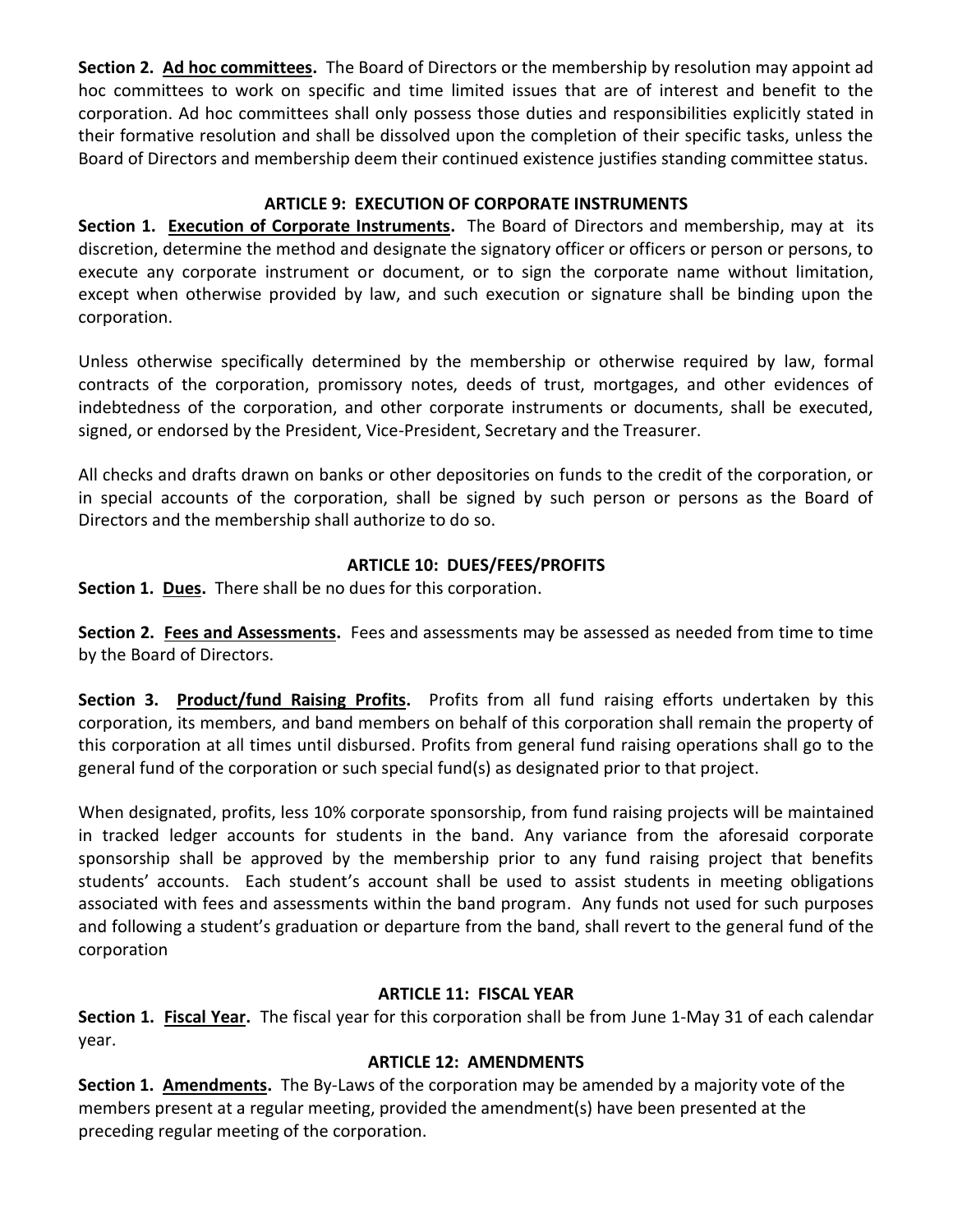**Section 2. Ad hoc committees.** The Board of Directors or the membership by resolution may appoint ad hoc committees to work on specific and time limited issues that are of interest and benefit to the corporation. Ad hoc committees shall only possess those duties and responsibilities explicitly stated in their formative resolution and shall be dissolved upon the completion of their specific tasks, unless the Board of Directors and membership deem their continued existence justifies standing committee status.

## ARTICLE 9: EXECUTION OF CORPORATE INSTRUMENTS

**Section 1. Execution of Corporate Instruments.** The Board of Directors and membership, may at its discretion, determine the method and designate the signatory officer or officers or person or persons, to execute any corporate instrument or document, or to sign the corporate name without limitation, except when otherwise provided by law, and such execution or signature shall be binding upon the corporation.

Unless otherwise specifically determined by the membership or otherwise required by law, formal contracts of the corporation, promissory notes, deeds of trust, mortgages, and other evidences of indebtedness of the corporation, and other corporate instruments or documents, shall be executed, signed, or endorsed by the President, Vice-President, Secretary and the Treasurer.

All checks and drafts drawn on banks or other depositories on funds to the credit of the corporation, or in special accounts of the corporation, shall be signed by such person or persons as the Board of Directors and the membership shall authorize to do so.

## ARTICLE 10: DUES/FEES/PROFITS

**Section 1. Dues.** There shall be no dues for this corporation.

**Section 2. Fees and Assessments.** Fees and assessments may be assessed as needed from time to time by the Board of Directors.

**Section 3. Product/fund Raising Profits.** Profits from all fund raising efforts undertaken by this corporation, its members, and band members on behalf of this corporation shall remain the property of this corporation at all times until disbursed. Profits from general fund raising operations shall go to the general fund of the corporation or such special fund(s) as designated prior to that project.

When designated, profits, less 10% corporate sponsorship, from fund raising projects will be maintained in tracked ledger accounts for students in the band. Any variance from the aforesaid corporate sponsorship shall be approved by the membership prior to any fund raising project that benefits students' accounts. Each student's account shall be used to assist students in meeting obligations associated with fees and assessments within the band program. Any funds not used for such purposes and following a student's graduation or departure from the band, shall revert to the general fund of the corporation

## ARTICLE 11: FISCAL YEAR

**Section 1. Fiscal Year.** The fiscal year for this corporation shall be from June 1-May 31 of each calendar year.

## ARTICLE 12: AMENDMENTS

**Section 1. Amendments.** The By-Laws of the corporation may be amended by a majority vote of the members present at a regular meeting, provided the amendment(s) have been presented at the preceding regular meeting of the corporation.